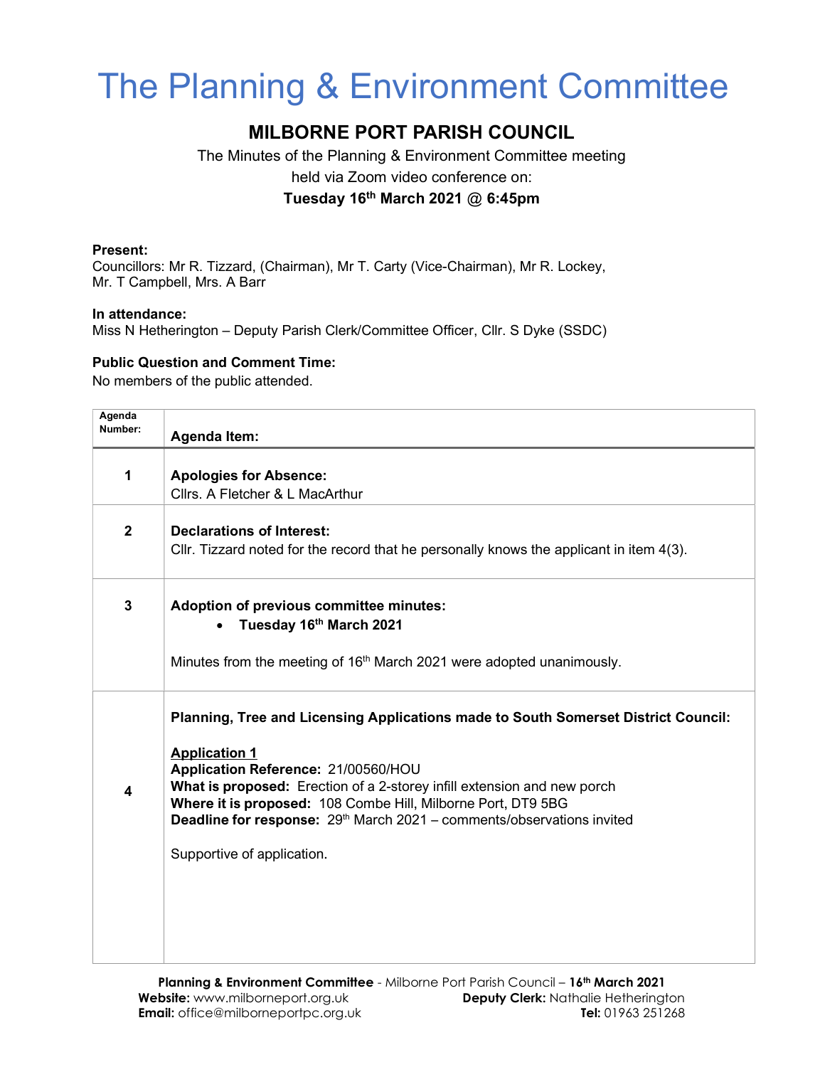# The Planning & Environment Committee

## MILBORNE PORT PARISH COUNCIL

The Minutes of the Planning & Environment Committee meeting
held via Zoom video conference on:
**Tuesday 16th March 2021 @ 6:45pm**

**Present:**
Councillors: Mr R. Tizzard, (Chairman), Mr T. Carty (Vice-Chairman), Mr R. Lockey, Mr. T Campbell, Mrs. A Barr

**In attendance:**
Miss N Hetherington – Deputy Parish Clerk/Committee Officer, Cllr. S Dyke (SSDC)

**Public Question and Comment Time:**
No members of the public attended.

| Agenda Number: | Agenda Item: |
|---|---|
| 1 | **Apologies for Absence:**<br>Cllrs. A Fletcher & L MacArthur |
| 2 | **Declarations of Interest:**<br>Cllr. Tizzard noted for the record that he personally knows the applicant in item 4(3). |
| 3 | **Adoption of previous committee minutes:**<br>• **Tuesday 16th March 2021**<br><br>Minutes from the meeting of 16th March 2021 were adopted unanimously. |
| 4 | **Planning, Tree and Licensing Applications made to South Somerset District Council:**<br><br>**Application 1**<br>**Application Reference:** 21/00560/HOU<br>**What is proposed:** Erection of a 2-storey infill extension and new porch<br>**Where it is proposed:** 108 Combe Hill, Milborne Port, DT9 5BG<br>**Deadline for response:** 29th March 2021 – comments/observations invited<br><br>Supportive of application. |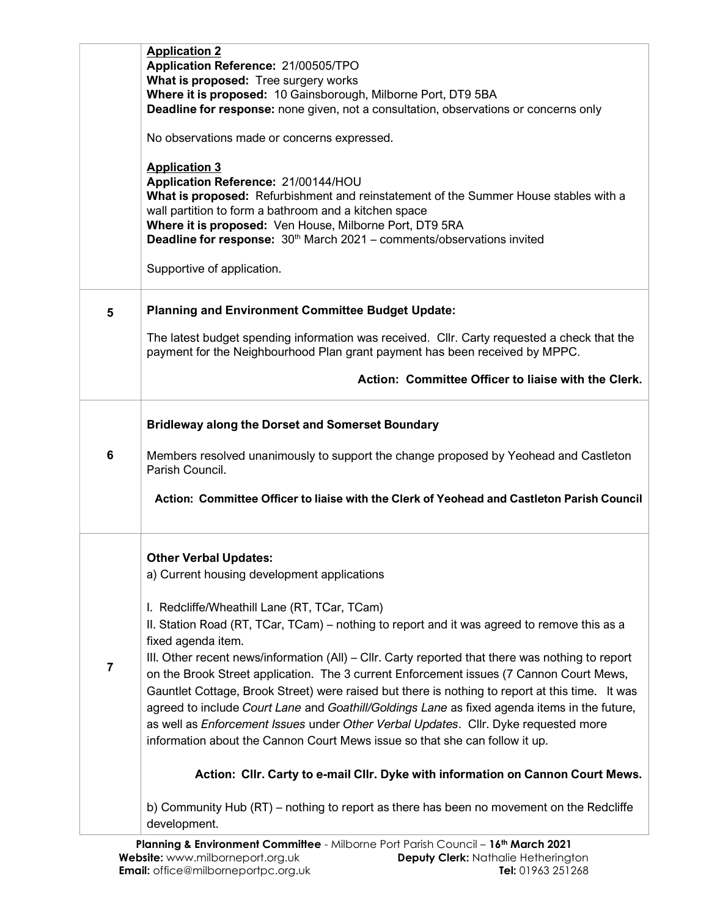| | |
|---|---|
| | **Application 2**<br>**Application Reference:** 21/00505/TPO<br>**What is proposed:** Tree surgery works<br>**Where it is proposed:** 10 Gainsborough, Milborne Port, DT9 5BA<br>**Deadline for response:** none given, not a consultation, observations or concerns only<br><br>No observations made or concerns expressed.<br><br>**Application 3**<br>**Application Reference:** 21/00144/HOU<br>**What is proposed:** Refurbishment and reinstatement of the Summer House stables with a wall partition to form a bathroom and a kitchen space<br>**Where it is proposed:** Ven House, Milborne Port, DT9 5RA<br>**Deadline for response:** 30th March 2021 – comments/observations invited<br><br>Supportive of application. |
| **5** | **Planning and Environment Committee Budget Update:**<br><br>The latest budget spending information was received. Cllr. Carty requested a check that the payment for the Neighbourhood Plan grant payment has been received by MPPC.<br><br>**Action: Committee Officer to liaise with the Clerk.** |
| **6** | **Bridleway along the Dorset and Somerset Boundary**<br><br>Members resolved unanimously to support the change proposed by Yeohead and Castleton Parish Council.<br><br>**Action: Committee Officer to liaise with the Clerk of Yeohead and Castleton Parish Council** |
| **7** | **Other Verbal Updates:**<br>a) Current housing development applications<br><br>I. Redcliffe/Wheathill Lane (RT, TCar, TCam)<br>II. Station Road (RT, TCar, TCam) – nothing to report and it was agreed to remove this as a fixed agenda item.<br>III. Other recent news/information (All) – Cllr. Carty reported that there was nothing to report on the Brook Street application. The 3 current Enforcement issues (7 Cannon Court Mews, Gauntlet Cottage, Brook Street) were raised but there is nothing to report at this time. It was agreed to include *Court Lane* and *Goathill/Goldings Lane* as fixed agenda items in the future, as well as *Enforcement Issues* under *Other Verbal Updates*. Cllr. Dyke requested more information about the Cannon Court Mews issue so that she can follow it up.<br><br>**Action: Cllr. Carty to e-mail Cllr. Dyke with information on Cannon Court Mews.**<br><br>b) Community Hub (RT) – nothing to report as there has been no movement on the Redcliffe development. |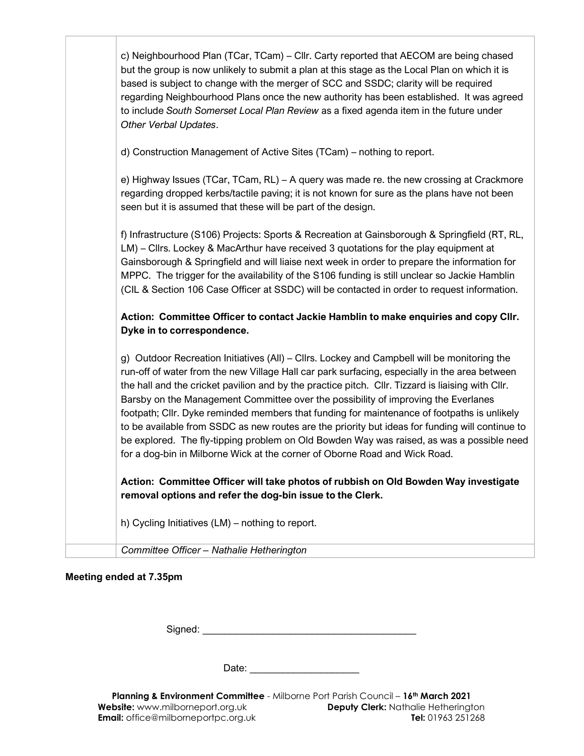| | |
|---|---|
| | c) Neighbourhood Plan (TCar, TCam) – Cllr. Carty reported that AECOM are being chased but the group is now unlikely to submit a plan at this stage as the Local Plan on which it is based is subject to change with the merger of SCC and SSDC; clarity will be required regarding Neighbourhood Plans once the new authority has been established. It was agreed to include *South Somerset Local Plan Review* as a fixed agenda item in the future under *Other Verbal Updates*.<br><br>d) Construction Management of Active Sites (TCam) – nothing to report.<br><br>e) Highway Issues (TCar, TCam, RL) – A query was made re. the new crossing at Crackmore regarding dropped kerbs/tactile paving; it is not known for sure as the plans have not been seen but it is assumed that these will be part of the design.<br><br>f) Infrastructure (S106) Projects: Sports & Recreation at Gainsborough & Springfield (RT, RL, LM) – Cllrs. Lockey & MacArthur have received 3 quotations for the play equipment at Gainsborough & Springfield and will liaise next week in order to prepare the information for MPPC. The trigger for the availability of the S106 funding is still unclear so Jackie Hamblin (CIL & Section 106 Case Officer at SSDC) will be contacted in order to request information.<br><br>**Action: Committee Officer to contact Jackie Hamblin to make enquiries and copy Cllr. Dyke in to correspondence.**<br><br>g) Outdoor Recreation Initiatives (All) – Cllrs. Lockey and Campbell will be monitoring the run-off of water from the new Village Hall car park surfacing, especially in the area between the hall and the cricket pavilion and by the practice pitch. Cllr. Tizzard is liaising with Cllr. Barsby on the Management Committee over the possibility of improving the Everlanes footpath; Cllr. Dyke reminded members that funding for maintenance of footpaths is unlikely to be available from SSDC as new routes are the priority but ideas for funding will continue to be explored. The fly-tipping problem on Old Bowden Way was raised, as was a possible need for a dog-bin in Milborne Wick at the corner of Oborne Road and Wick Road.<br><br>**Action: Committee Officer will take photos of rubbish on Old Bowden Way investigate removal options and refer the dog-bin issue to the Clerk.**<br><br>h) Cycling Initiatives (LM) – nothing to report. |
| | *Committee Officer – Nathalie Hetherington* |

**Meeting ended at 7.35pm**

Signed: \_\_\_\_\_\_\_\_\_\_\_\_\_\_\_\_\_\_\_\_\_\_\_\_\_\_\_\_\_\_\_\_\_\_\_\_\_\_\_\_

Date: \_\_\_\_\_\_\_\_\_\_\_\_\_\_\_\_\_\_\_\_